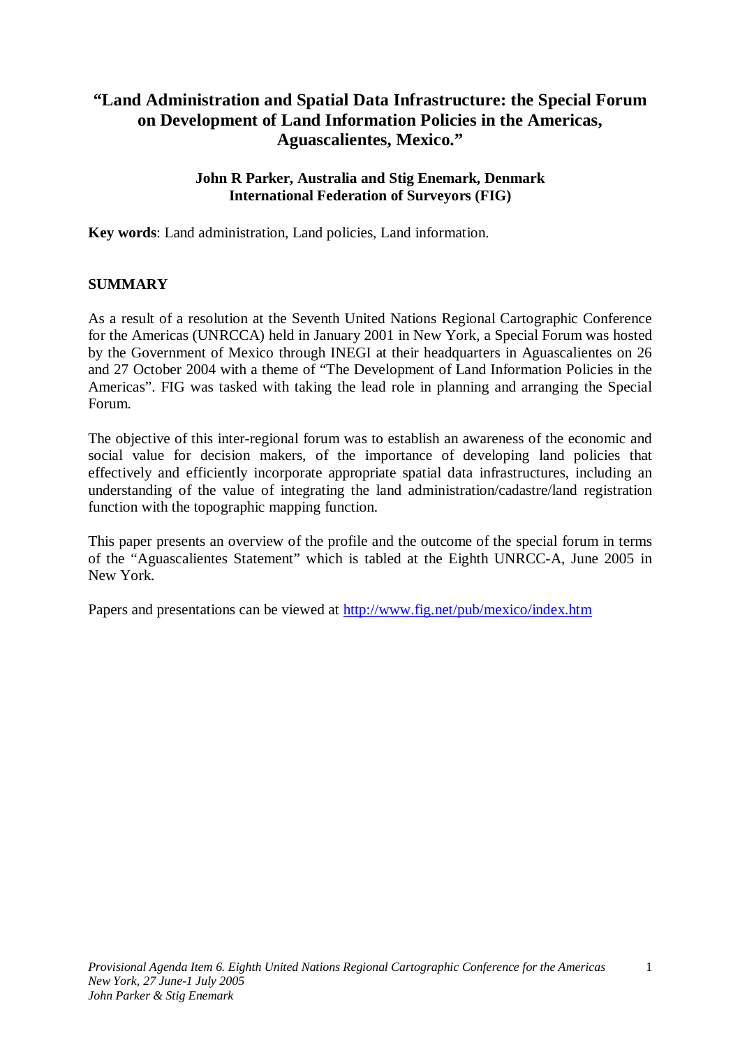# "Land Administration and Spatial Data Infrastructure: the Special Forum on Development of Land Information Policies in the Americas, Aguascalientes, Mexico."

**John R Parker, Australia and Stig Enemark, Denmark**
**International Federation of Surveyors (FIG)**

**Key words**: Land administration, Land policies, Land information.

## SUMMARY

As a result of a resolution at the Seventh United Nations Regional Cartographic Conference for the Americas (UNRCCA) held in January 2001 in New York, a Special Forum was hosted by the Government of Mexico through INEGI at their headquarters in Aguascalientes on 26 and 27 October 2004 with a theme of "The Development of Land Information Policies in the Americas". FIG was tasked with taking the lead role in planning and arranging the Special Forum.

The objective of this inter-regional forum was to establish an awareness of the economic and social value for decision makers, of the importance of developing land policies that effectively and efficiently incorporate appropriate spatial data infrastructures, including an understanding of the value of integrating the land administration/cadastre/land registration function with the topographic mapping function.

This paper presents an overview of the profile and the outcome of the special forum in terms of the "Aguascalientes Statement" which is tabled at the Eighth UNRCC-A, June 2005 in New York.

Papers and presentations can be viewed at http://www.fig.net/pub/mexico/index.htm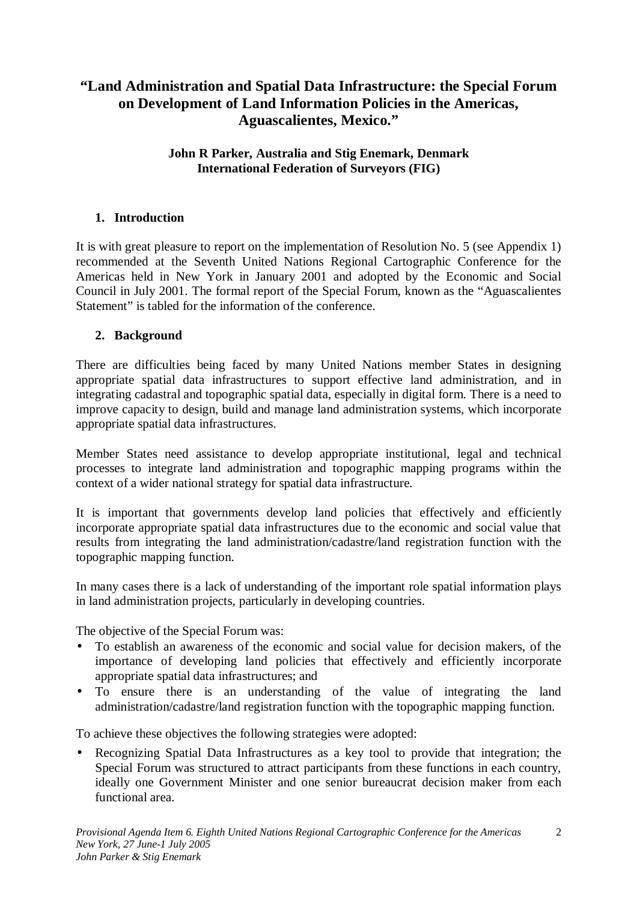# "Land Administration and Spatial Data Infrastructure: the Special Forum on Development of Land Information Policies in the Americas, Aguascalientes, Mexico."

**John R Parker, Australia and Stig Enemark, Denmark**
**International Federation of Surveyors (FIG)**

## 1. Introduction

It is with great pleasure to report on the implementation of Resolution No. 5 (see Appendix 1) recommended at the Seventh United Nations Regional Cartographic Conference for the Americas held in New York in January 2001 and adopted by the Economic and Social Council in July 2001. The formal report of the Special Forum, known as the "Aguascalientes Statement" is tabled for the information of the conference.

## 2. Background

There are difficulties being faced by many United Nations member States in designing appropriate spatial data infrastructures to support effective land administration, and in integrating cadastral and topographic spatial data, especially in digital form. There is a need to improve capacity to design, build and manage land administration systems, which incorporate appropriate spatial data infrastructures.

Member States need assistance to develop appropriate institutional, legal and technical processes to integrate land administration and topographic mapping programs within the context of a wider national strategy for spatial data infrastructure.

It is important that governments develop land policies that effectively and efficiently incorporate appropriate spatial data infrastructures due to the economic and social value that results from integrating the land administration/cadastre/land registration function with the topographic mapping function.

In many cases there is a lack of understanding of the important role spatial information plays in land administration projects, particularly in developing countries.

The objective of the Special Forum was:

- To establish an awareness of the economic and social value for decision makers, of the importance of developing land policies that effectively and efficiently incorporate appropriate spatial data infrastructures; and
- To ensure there is an understanding of the value of integrating the land administration/cadastre/land registration function with the topographic mapping function.

To achieve these objectives the following strategies were adopted:

- Recognizing Spatial Data Infrastructures as a key tool to provide that integration; the Special Forum was structured to attract participants from these functions in each country, ideally one Government Minister and one senior bureaucrat decision maker from each functional area.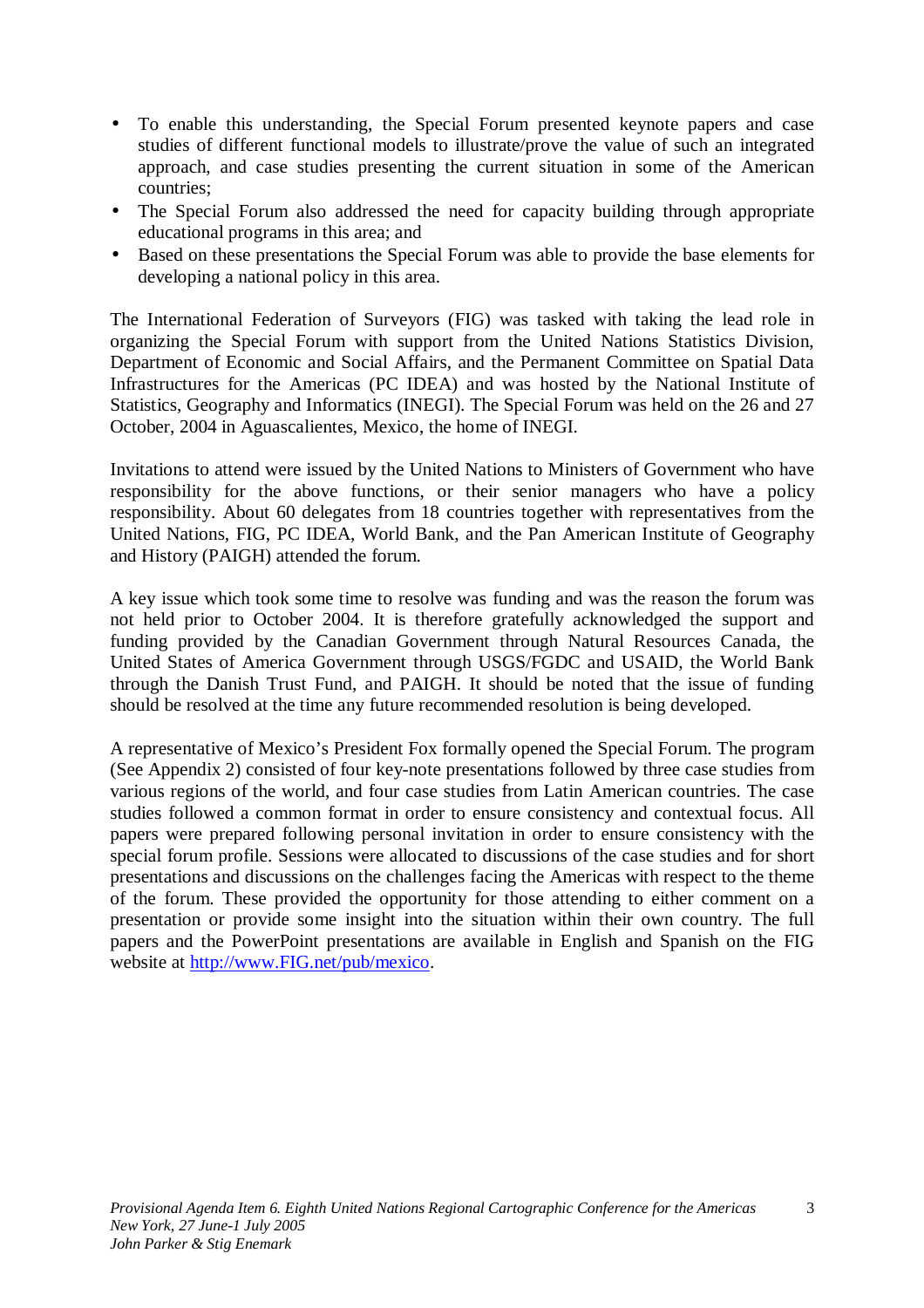- To enable this understanding, the Special Forum presented keynote papers and case studies of different functional models to illustrate/prove the value of such an integrated approach, and case studies presenting the current situation in some of the American countries;
- The Special Forum also addressed the need for capacity building through appropriate educational programs in this area; and
- Based on these presentations the Special Forum was able to provide the base elements for developing a national policy in this area.

The International Federation of Surveyors (FIG) was tasked with taking the lead role in organizing the Special Forum with support from the United Nations Statistics Division, Department of Economic and Social Affairs, and the Permanent Committee on Spatial Data Infrastructures for the Americas (PC IDEA) and was hosted by the National Institute of Statistics, Geography and Informatics (INEGI). The Special Forum was held on the 26 and 27 October, 2004 in Aguascalientes, Mexico, the home of INEGI.

Invitations to attend were issued by the United Nations to Ministers of Government who have responsibility for the above functions, or their senior managers who have a policy responsibility. About 60 delegates from 18 countries together with representatives from the United Nations, FIG, PC IDEA, World Bank, and the Pan American Institute of Geography and History (PAIGH) attended the forum.

A key issue which took some time to resolve was funding and was the reason the forum was not held prior to October 2004. It is therefore gratefully acknowledged the support and funding provided by the Canadian Government through Natural Resources Canada, the United States of America Government through USGS/FGDC and USAID, the World Bank through the Danish Trust Fund, and PAIGH. It should be noted that the issue of funding should be resolved at the time any future recommended resolution is being developed.

A representative of Mexico's President Fox formally opened the Special Forum. The program (See Appendix 2) consisted of four key-note presentations followed by three case studies from various regions of the world, and four case studies from Latin American countries. The case studies followed a common format in order to ensure consistency and contextual focus. All papers were prepared following personal invitation in order to ensure consistency with the special forum profile. Sessions were allocated to discussions of the case studies and for short presentations and discussions on the challenges facing the Americas with respect to the theme of the forum. These provided the opportunity for those attending to either comment on a presentation or provide some insight into the situation within their own country. The full papers and the PowerPoint presentations are available in English and Spanish on the FIG website at [http://www.FIG.net/pub/mexico](http://www.FIG.net/pub/mexico).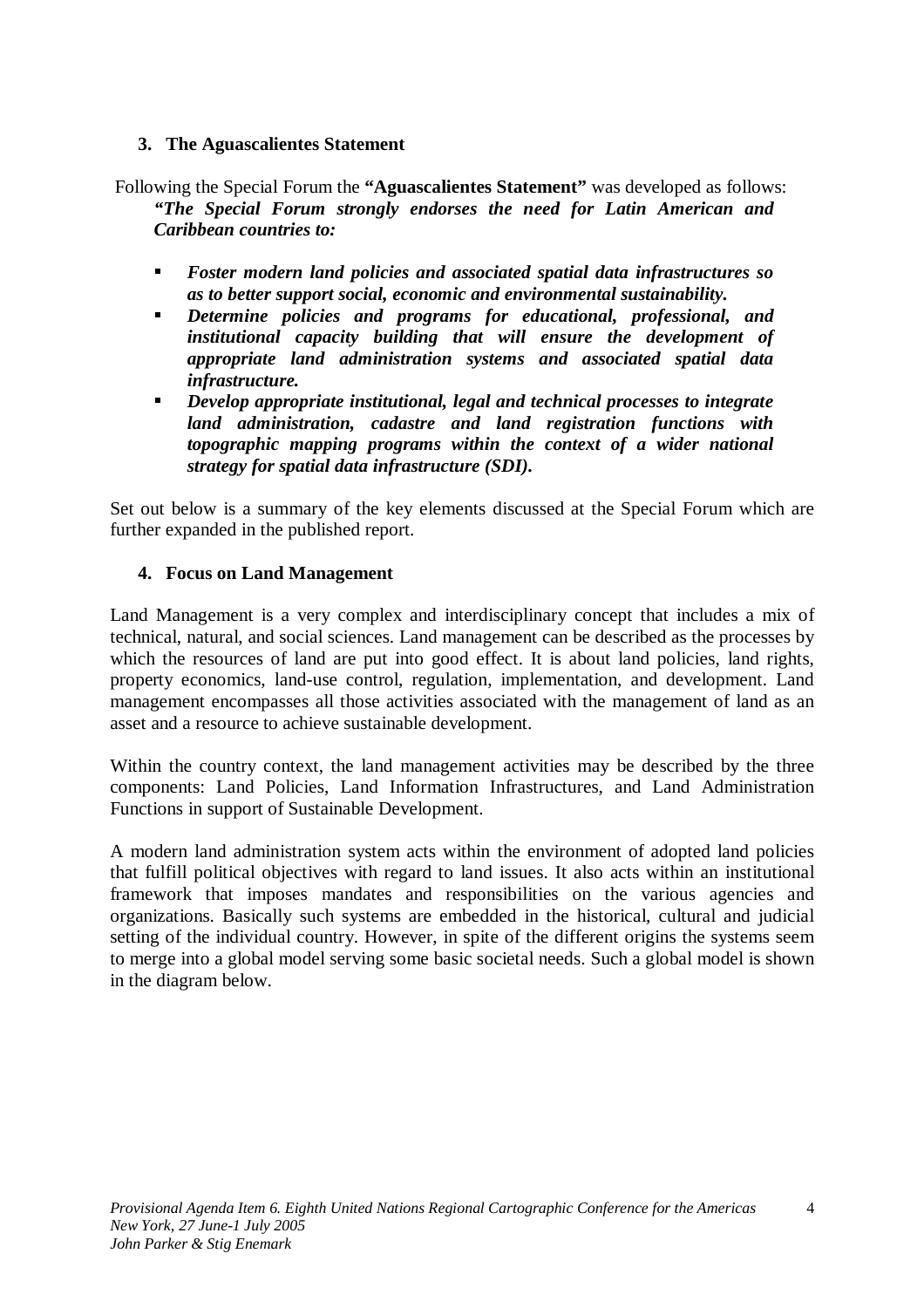## 3. The Aguascalientes Statement

Following the Special Forum the **"Aguascalientes Statement"** was developed as follows:
***"The Special Forum strongly endorses the need for Latin American and Caribbean countries to:***

- ***Foster modern land policies and associated spatial data infrastructures so as to better support social, economic and environmental sustainability.***
- ***Determine policies and programs for educational, professional, and institutional capacity building that will ensure the development of appropriate land administration systems and associated spatial data infrastructure.***
- ***Develop appropriate institutional, legal and technical processes to integrate land administration, cadastre and land registration functions with topographic mapping programs within the context of a wider national strategy for spatial data infrastructure (SDI).***

Set out below is a summary of the key elements discussed at the Special Forum which are further expanded in the published report.

## 4. Focus on Land Management

Land Management is a very complex and interdisciplinary concept that includes a mix of technical, natural, and social sciences. Land management can be described as the processes by which the resources of land are put into good effect. It is about land policies, land rights, property economics, land-use control, regulation, implementation, and development. Land management encompasses all those activities associated with the management of land as an asset and a resource to achieve sustainable development.

Within the country context, the land management activities may be described by the three components: Land Policies, Land Information Infrastructures, and Land Administration Functions in support of Sustainable Development.

A modern land administration system acts within the environment of adopted land policies that fulfill political objectives with regard to land issues. It also acts within an institutional framework that imposes mandates and responsibilities on the various agencies and organizations. Basically such systems are embedded in the historical, cultural and judicial setting of the individual country. However, in spite of the different origins the systems seem to merge into a global model serving some basic societal needs. Such a global model is shown in the diagram below.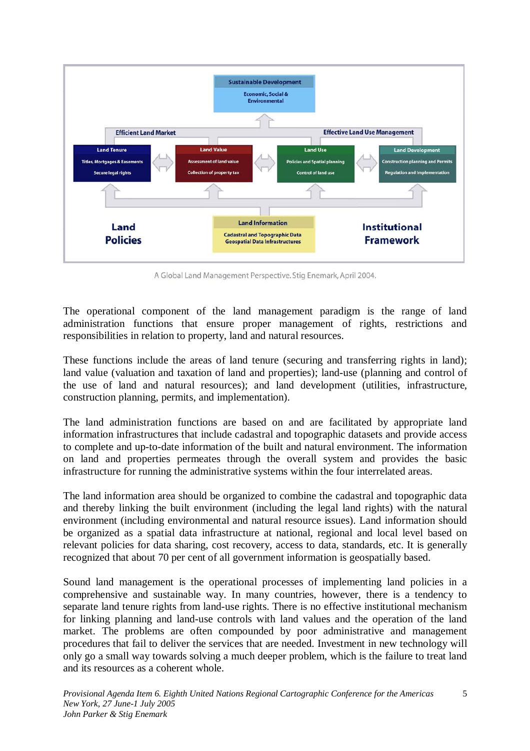Sustainable Development
Economic, Social & Environmental

Efficient Land Market | Effective Land Use Management

| Land Tenure | Land Value | Land Use | Land Development |
|---|---|---|---|
| Titles, Mortgages & Easements | Assessment of land value | Policies and Spatial planning | Construction planning and Permits |
| Secure legal rights | Collection of property tax | Control of land use | Regulation and Implementation |

Land Policies | Land Information: Cadastral and Topographic Data, Geospatial Data Infrastructures | Institutional Framework

A Global Land Management Perspective. Stig Enemark, April 2004.

The operational component of the land management paradigm is the range of land administration functions that ensure proper management of rights, restrictions and responsibilities in relation to property, land and natural resources.

These functions include the areas of land tenure (securing and transferring rights in land); land value (valuation and taxation of land and properties); land-use (planning and control of the use of land and natural resources); and land development (utilities, infrastructure, construction planning, permits, and implementation).

The land administration functions are based on and are facilitated by appropriate land information infrastructures that include cadastral and topographic datasets and provide access to complete and up-to-date information of the built and natural environment. The information on land and properties permeates through the overall system and provides the basic infrastructure for running the administrative systems within the four interrelated areas.

The land information area should be organized to combine the cadastral and topographic data and thereby linking the built environment (including the legal land rights) with the natural environment (including environmental and natural resource issues). Land information should be organized as a spatial data infrastructure at national, regional and local level based on relevant policies for data sharing, cost recovery, access to data, standards, etc. It is generally recognized that about 70 per cent of all government information is geospatially based.

Sound land management is the operational processes of implementing land policies in a comprehensive and sustainable way. In many countries, however, there is a tendency to separate land tenure rights from land-use rights. There is no effective institutional mechanism for linking planning and land-use controls with land values and the operation of the land market. The problems are often compounded by poor administrative and management procedures that fail to deliver the services that are needed. Investment in new technology will only go a small way towards solving a much deeper problem, which is the failure to treat land and its resources as a coherent whole.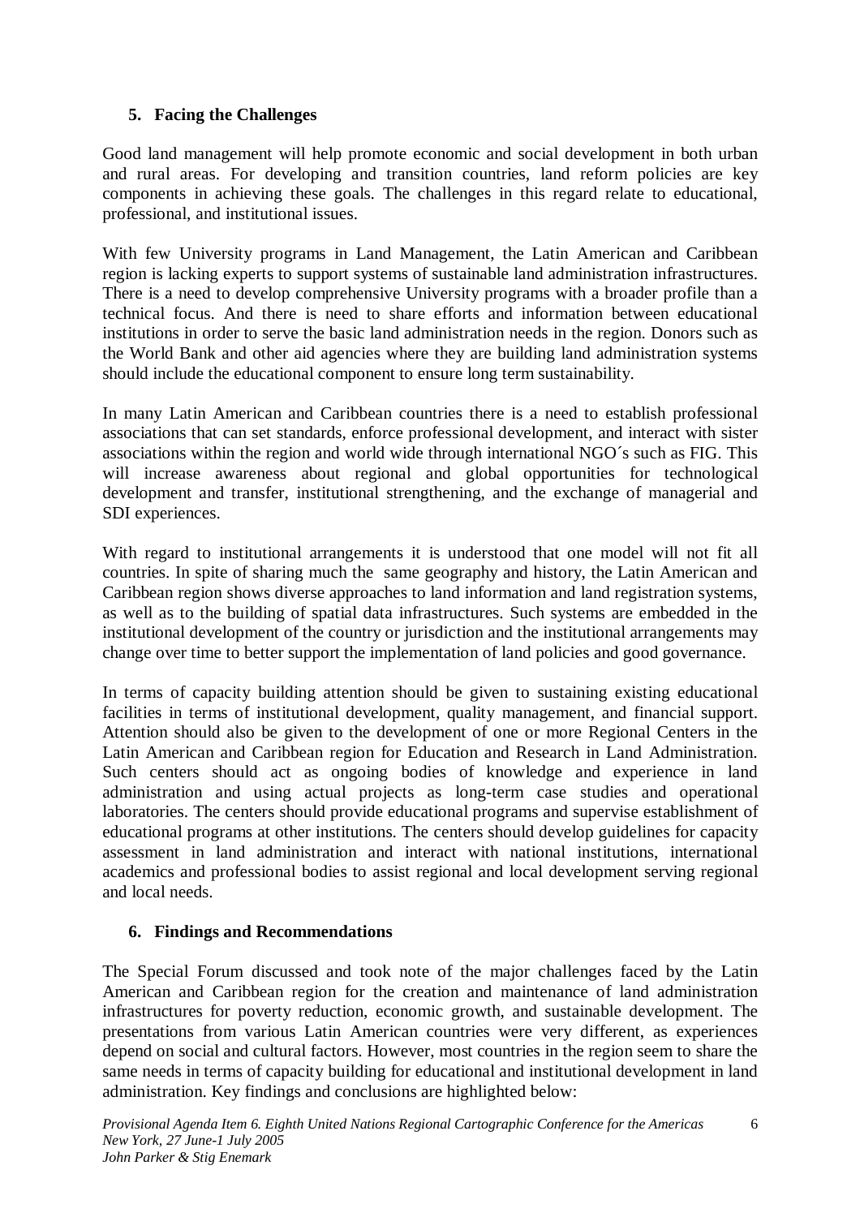## 5. Facing the Challenges

Good land management will help promote economic and social development in both urban and rural areas. For developing and transition countries, land reform policies are key components in achieving these goals. The challenges in this regard relate to educational, professional, and institutional issues.

With few University programs in Land Management, the Latin American and Caribbean region is lacking experts to support systems of sustainable land administration infrastructures. There is a need to develop comprehensive University programs with a broader profile than a technical focus. And there is need to share efforts and information between educational institutions in order to serve the basic land administration needs in the region. Donors such as the World Bank and other aid agencies where they are building land administration systems should include the educational component to ensure long term sustainability.

In many Latin American and Caribbean countries there is a need to establish professional associations that can set standards, enforce professional development, and interact with sister associations within the region and world wide through international NGO´s such as FIG. This will increase awareness about regional and global opportunities for technological development and transfer, institutional strengthening, and the exchange of managerial and SDI experiences.

With regard to institutional arrangements it is understood that one model will not fit all countries. In spite of sharing much the same geography and history, the Latin American and Caribbean region shows diverse approaches to land information and land registration systems, as well as to the building of spatial data infrastructures. Such systems are embedded in the institutional development of the country or jurisdiction and the institutional arrangements may change over time to better support the implementation of land policies and good governance.

In terms of capacity building attention should be given to sustaining existing educational facilities in terms of institutional development, quality management, and financial support. Attention should also be given to the development of one or more Regional Centers in the Latin American and Caribbean region for Education and Research in Land Administration. Such centers should act as ongoing bodies of knowledge and experience in land administration and using actual projects as long-term case studies and operational laboratories. The centers should provide educational programs and supervise establishment of educational programs at other institutions. The centers should develop guidelines for capacity assessment in land administration and interact with national institutions, international academics and professional bodies to assist regional and local development serving regional and local needs.

## 6. Findings and Recommendations

The Special Forum discussed and took note of the major challenges faced by the Latin American and Caribbean region for the creation and maintenance of land administration infrastructures for poverty reduction, economic growth, and sustainable development. The presentations from various Latin American countries were very different, as experiences depend on social and cultural factors. However, most countries in the region seem to share the same needs in terms of capacity building for educational and institutional development in land administration. Key findings and conclusions are highlighted below: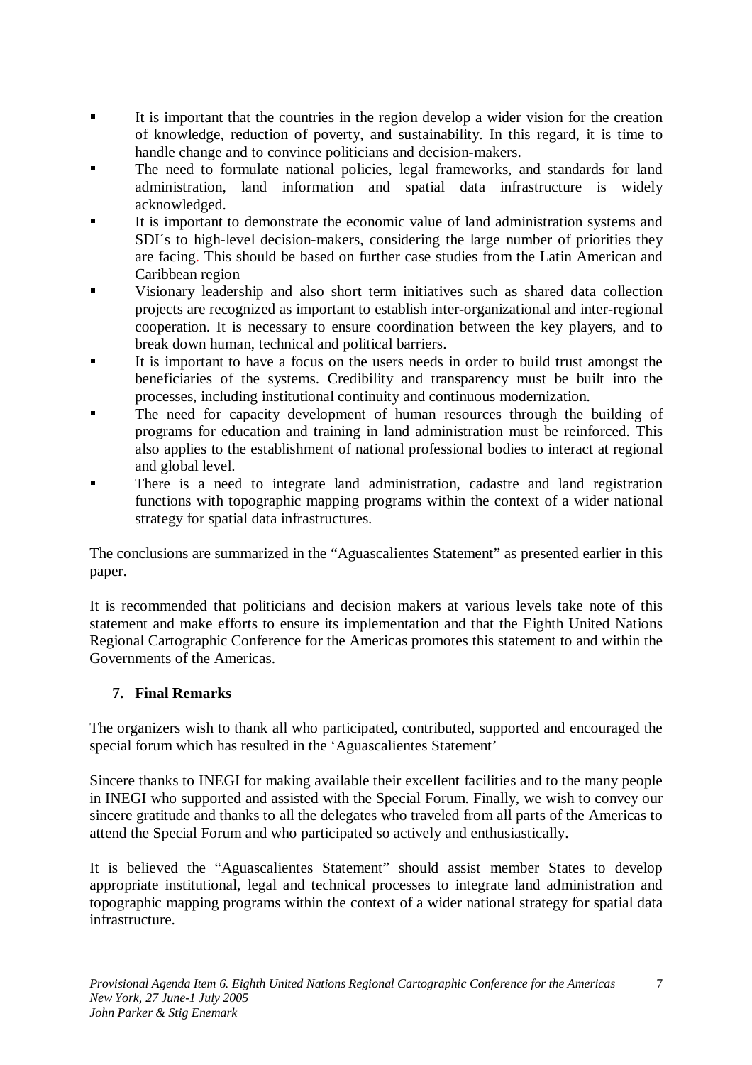- It is important that the countries in the region develop a wider vision for the creation of knowledge, reduction of poverty, and sustainability. In this regard, it is time to handle change and to convince politicians and decision-makers.
- The need to formulate national policies, legal frameworks, and standards for land administration, land information and spatial data infrastructure is widely acknowledged.
- It is important to demonstrate the economic value of land administration systems and SDI´s to high-level decision-makers, considering the large number of priorities they are facing. This should be based on further case studies from the Latin American and Caribbean region
- Visionary leadership and also short term initiatives such as shared data collection projects are recognized as important to establish inter-organizational and inter-regional cooperation. It is necessary to ensure coordination between the key players, and to break down human, technical and political barriers.
- It is important to have a focus on the users needs in order to build trust amongst the beneficiaries of the systems. Credibility and transparency must be built into the processes, including institutional continuity and continuous modernization.
- The need for capacity development of human resources through the building of programs for education and training in land administration must be reinforced. This also applies to the establishment of national professional bodies to interact at regional and global level.
- There is a need to integrate land administration, cadastre and land registration functions with topographic mapping programs within the context of a wider national strategy for spatial data infrastructures.

The conclusions are summarized in the "Aguascalientes Statement" as presented earlier in this paper.

It is recommended that politicians and decision makers at various levels take note of this statement and make efforts to ensure its implementation and that the Eighth United Nations Regional Cartographic Conference for the Americas promotes this statement to and within the Governments of the Americas.

## 7. Final Remarks

The organizers wish to thank all who participated, contributed, supported and encouraged the special forum which has resulted in the 'Aguascalientes Statement'

Sincere thanks to INEGI for making available their excellent facilities and to the many people in INEGI who supported and assisted with the Special Forum. Finally, we wish to convey our sincere gratitude and thanks to all the delegates who traveled from all parts of the Americas to attend the Special Forum and who participated so actively and enthusiastically.

It is believed the "Aguascalientes Statement" should assist member States to develop appropriate institutional, legal and technical processes to integrate land administration and topographic mapping programs within the context of a wider national strategy for spatial data infrastructure.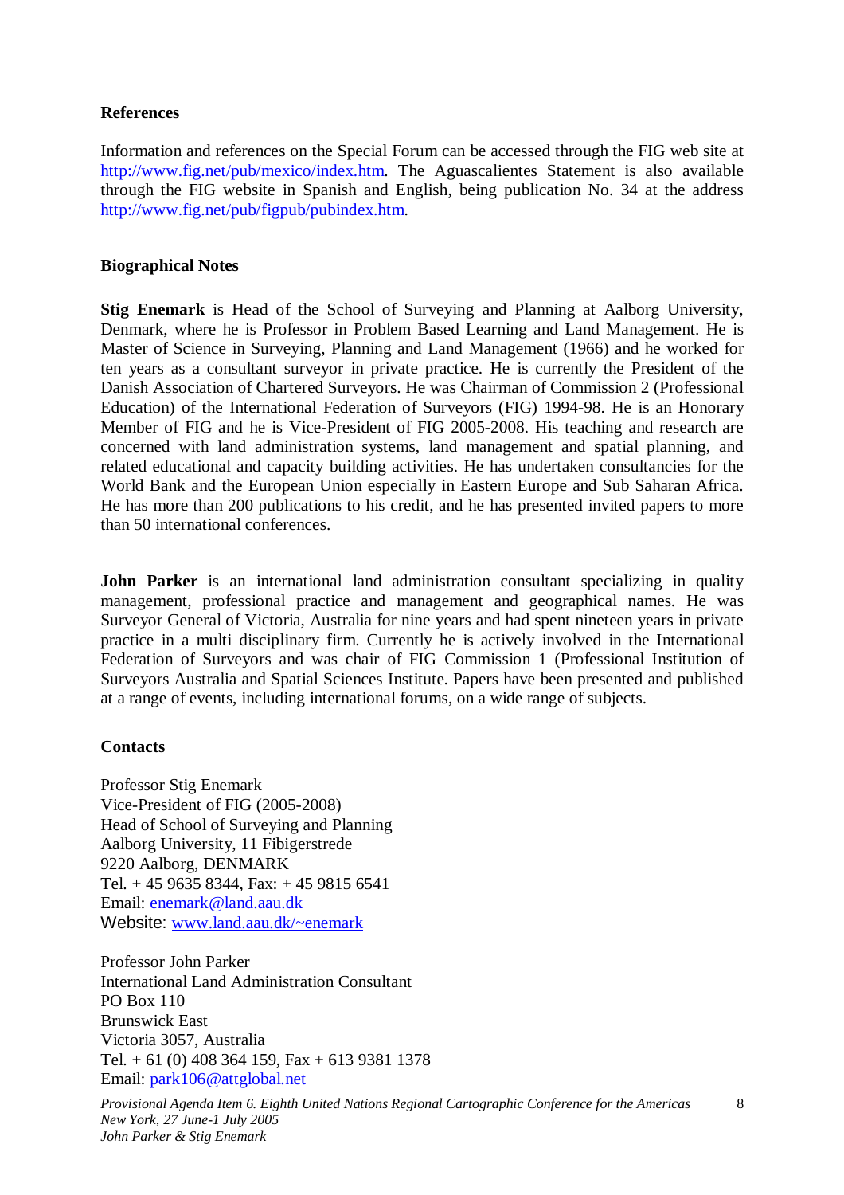## References

Information and references on the Special Forum can be accessed through the FIG web site at http://www.fig.net/pub/mexico/index.htm. The Aguascalientes Statement is also available through the FIG website in Spanish and English, being publication No. 34 at the address http://www.fig.net/pub/figpub/pubindex.htm.

## Biographical Notes

**Stig Enemark** is Head of the School of Surveying and Planning at Aalborg University, Denmark, where he is Professor in Problem Based Learning and Land Management. He is Master of Science in Surveying, Planning and Land Management (1966) and he worked for ten years as a consultant surveyor in private practice. He is currently the President of the Danish Association of Chartered Surveyors. He was Chairman of Commission 2 (Professional Education) of the International Federation of Surveyors (FIG) 1994-98. He is an Honorary Member of FIG and he is Vice-President of FIG 2005-2008. His teaching and research are concerned with land administration systems, land management and spatial planning, and related educational and capacity building activities. He has undertaken consultancies for the World Bank and the European Union especially in Eastern Europe and Sub Saharan Africa. He has more than 200 publications to his credit, and he has presented invited papers to more than 50 international conferences.

**John Parker** is an international land administration consultant specializing in quality management, professional practice and management and geographical names. He was Surveyor General of Victoria, Australia for nine years and had spent nineteen years in private practice in a multi disciplinary firm. Currently he is actively involved in the International Federation of Surveyors and was chair of FIG Commission 1 (Professional Institution of Surveyors Australia and Spatial Sciences Institute. Papers have been presented and published at a range of events, including international forums, on a wide range of subjects.

## Contacts

Professor Stig Enemark
Vice-President of FIG (2005-2008)
Head of School of Surveying and Planning
Aalborg University, 11 Fibigerstrede
9220 Aalborg, DENMARK
Tel. + 45 9635 8344, Fax: + 45 9815 6541
Email: enemark@land.aau.dk
Website: www.land.aau.dk/~enemark

Professor John Parker
International Land Administration Consultant
PO Box 110
Brunswick East
Victoria 3057, Australia
Tel. + 61 (0) 408 364 159, Fax + 613 9381 1378
Email: park106@attglobal.net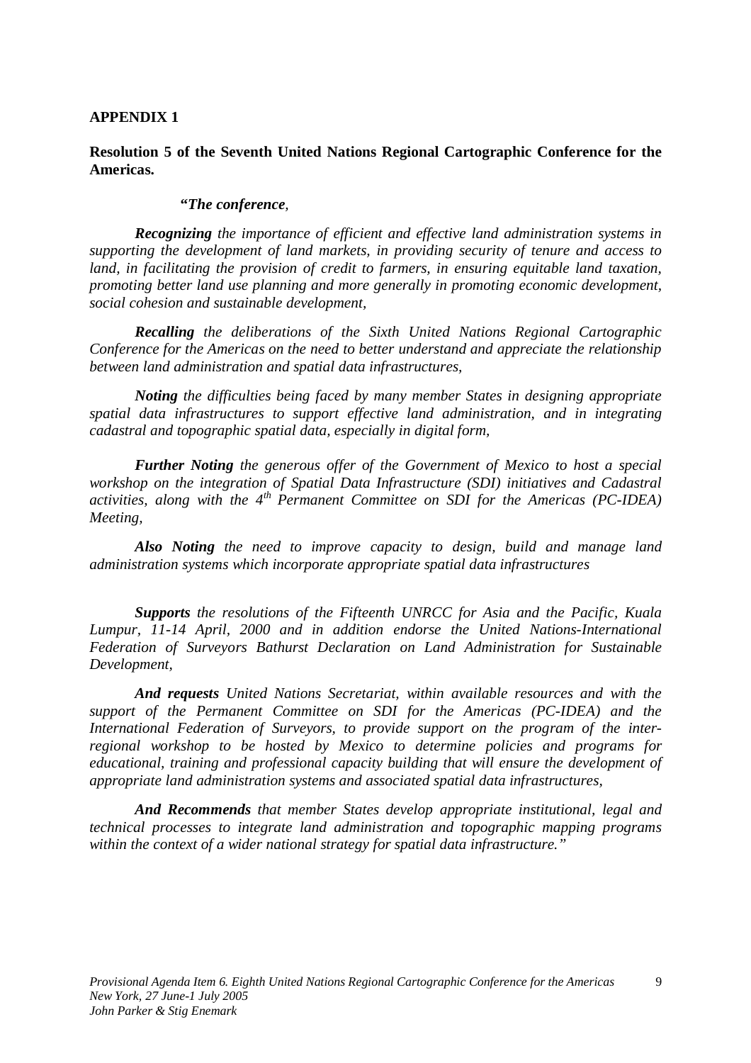**APPENDIX 1**

**Resolution 5 of the Seventh United Nations Regional Cartographic Conference for the Americas.**

***"The conference,***

***Recognizing** the importance of efficient and effective land administration systems in supporting the development of land markets, in providing security of tenure and access to land, in facilitating the provision of credit to farmers, in ensuring equitable land taxation, promoting better land use planning and more generally in promoting economic development, social cohesion and sustainable development,*

***Recalling** the deliberations of the Sixth United Nations Regional Cartographic Conference for the Americas on the need to better understand and appreciate the relationship between land administration and spatial data infrastructures,*

***Noting** the difficulties being faced by many member States in designing appropriate spatial data infrastructures to support effective land administration, and in integrating cadastral and topographic spatial data, especially in digital form,*

***Further Noting** the generous offer of the Government of Mexico to host a special workshop on the integration of Spatial Data Infrastructure (SDI) initiatives and Cadastral activities, along with the 4th Permanent Committee on SDI for the Americas (PC-IDEA) Meeting,*

***Also Noting** the need to improve capacity to design, build and manage land administration systems which incorporate appropriate spatial data infrastructures*

***Supports** the resolutions of the Fifteenth UNRCC for Asia and the Pacific, Kuala Lumpur, 11-14 April, 2000 and in addition endorse the United Nations-International Federation of Surveyors Bathurst Declaration on Land Administration for Sustainable Development,*

***And requests** United Nations Secretariat, within available resources and with the support of the Permanent Committee on SDI for the Americas (PC-IDEA) and the International Federation of Surveyors, to provide support on the program of the inter-regional workshop to be hosted by Mexico to determine policies and programs for educational, training and professional capacity building that will ensure the development of appropriate land administration systems and associated spatial data infrastructures,*

***And Recommends** that member States develop appropriate institutional, legal and technical processes to integrate land administration and topographic mapping programs within the context of a wider national strategy for spatial data infrastructure."*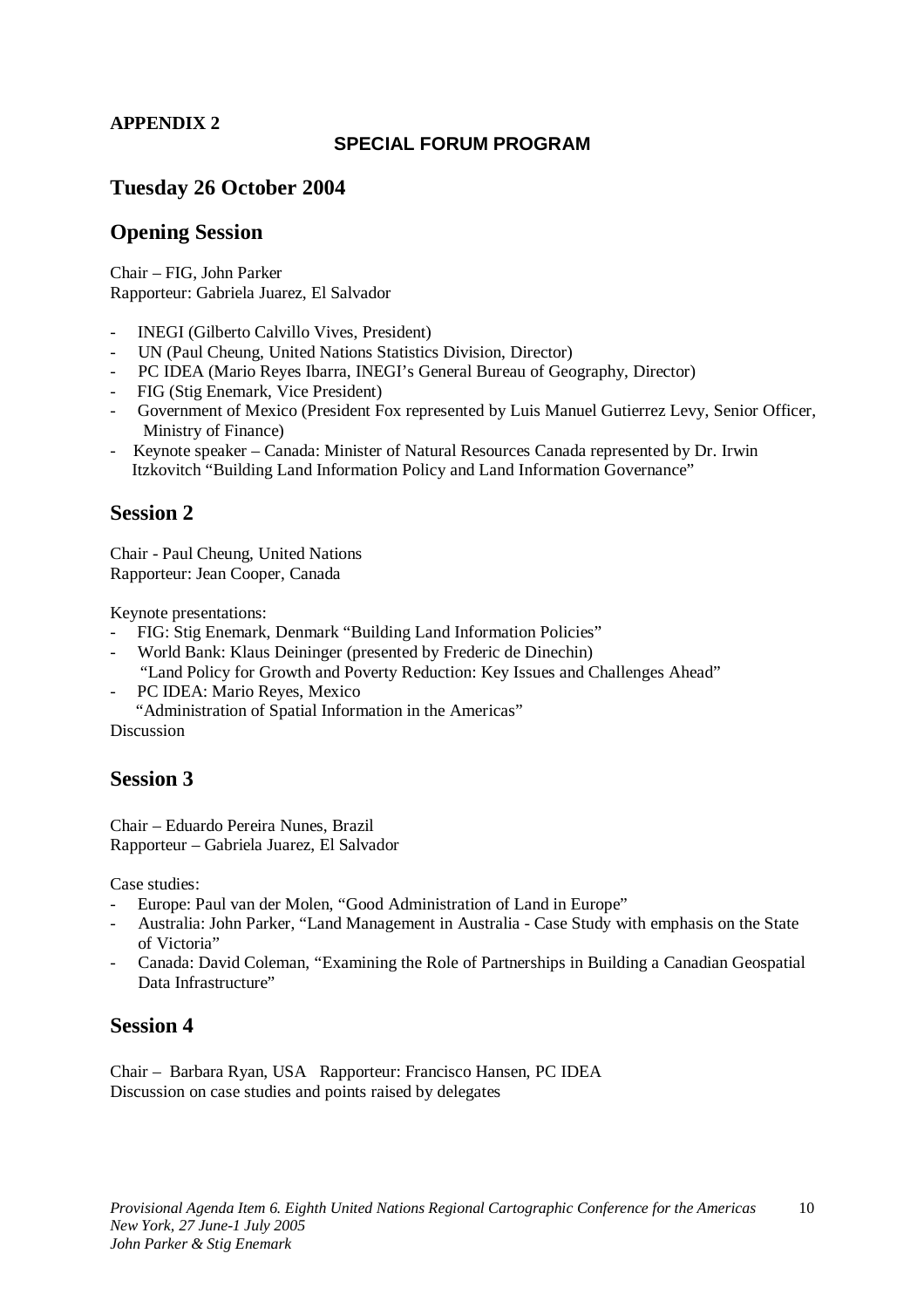**APPENDIX 2**

**SPECIAL FORUM PROGRAM**

## Tuesday 26 October 2004

## Opening Session

Chair – FIG, John Parker
Rapporteur: Gabriela Juarez, El Salvador

- INEGI (Gilberto Calvillo Vives, President)
- UN (Paul Cheung, United Nations Statistics Division, Director)
- PC IDEA (Mario Reyes Ibarra, INEGI's General Bureau of Geography, Director)
- FIG (Stig Enemark, Vice President)
- Government of Mexico (President Fox represented by Luis Manuel Gutierrez Levy, Senior Officer, Ministry of Finance)
- Keynote speaker – Canada: Minister of Natural Resources Canada represented by Dr. Irwin Itzkovitch "Building Land Information Policy and Land Information Governance"

## Session 2

Chair - Paul Cheung, United Nations
Rapporteur: Jean Cooper, Canada

Keynote presentations:

- FIG: Stig Enemark, Denmark "Building Land Information Policies"
- World Bank: Klaus Deininger (presented by Frederic de Dinechin) "Land Policy for Growth and Poverty Reduction: Key Issues and Challenges Ahead"
- PC IDEA: Mario Reyes, Mexico "Administration of Spatial Information in the Americas"

Discussion

## Session 3

Chair – Eduardo Pereira Nunes, Brazil
Rapporteur – Gabriela Juarez, El Salvador

Case studies:

- Europe: Paul van der Molen, "Good Administration of Land in Europe"
- Australia: John Parker, "Land Management in Australia - Case Study with emphasis on the State of Victoria"
- Canada: David Coleman, "Examining the Role of Partnerships in Building a Canadian Geospatial Data Infrastructure"

## Session 4

Chair – Barbara Ryan, USA Rapporteur: Francisco Hansen, PC IDEA
Discussion on case studies and points raised by delegates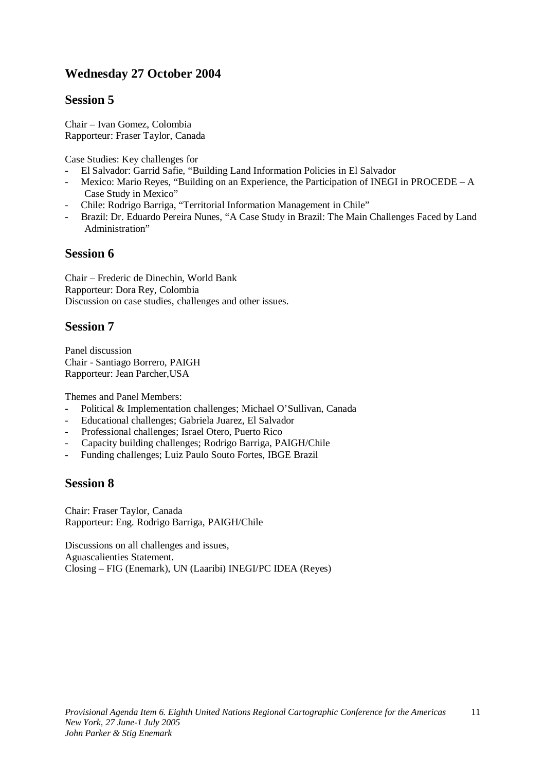## Wednesday 27 October 2004

### Session 5

Chair – Ivan Gomez, Colombia
Rapporteur: Fraser Taylor, Canada

Case Studies: Key challenges for

- El Salvador: Garrid Safie, "Building Land Information Policies in El Salvador
- Mexico: Mario Reyes, "Building on an Experience, the Participation of INEGI in PROCEDE – A Case Study in Mexico"
- Chile: Rodrigo Barriga, "Territorial Information Management in Chile"
- Brazil: Dr. Eduardo Pereira Nunes, "A Case Study in Brazil: The Main Challenges Faced by Land Administration"

### Session 6

Chair – Frederic de Dinechin, World Bank
Rapporteur: Dora Rey, Colombia
Discussion on case studies, challenges and other issues.

### Session 7

Panel discussion
Chair - Santiago Borrero, PAIGH
Rapporteur: Jean Parcher,USA

Themes and Panel Members:

- Political & Implementation challenges; Michael O'Sullivan, Canada
- Educational challenges; Gabriela Juarez, El Salvador
- Professional challenges; Israel Otero, Puerto Rico
- Capacity building challenges; Rodrigo Barriga, PAIGH/Chile
- Funding challenges; Luiz Paulo Souto Fortes, IBGE Brazil

### Session 8

Chair: Fraser Taylor, Canada
Rapporteur: Eng. Rodrigo Barriga, PAIGH/Chile

Discussions on all challenges and issues,
Aguascalienties Statement.
Closing – FIG (Enemark), UN (Laaribi) INEGI/PC IDEA (Reyes)